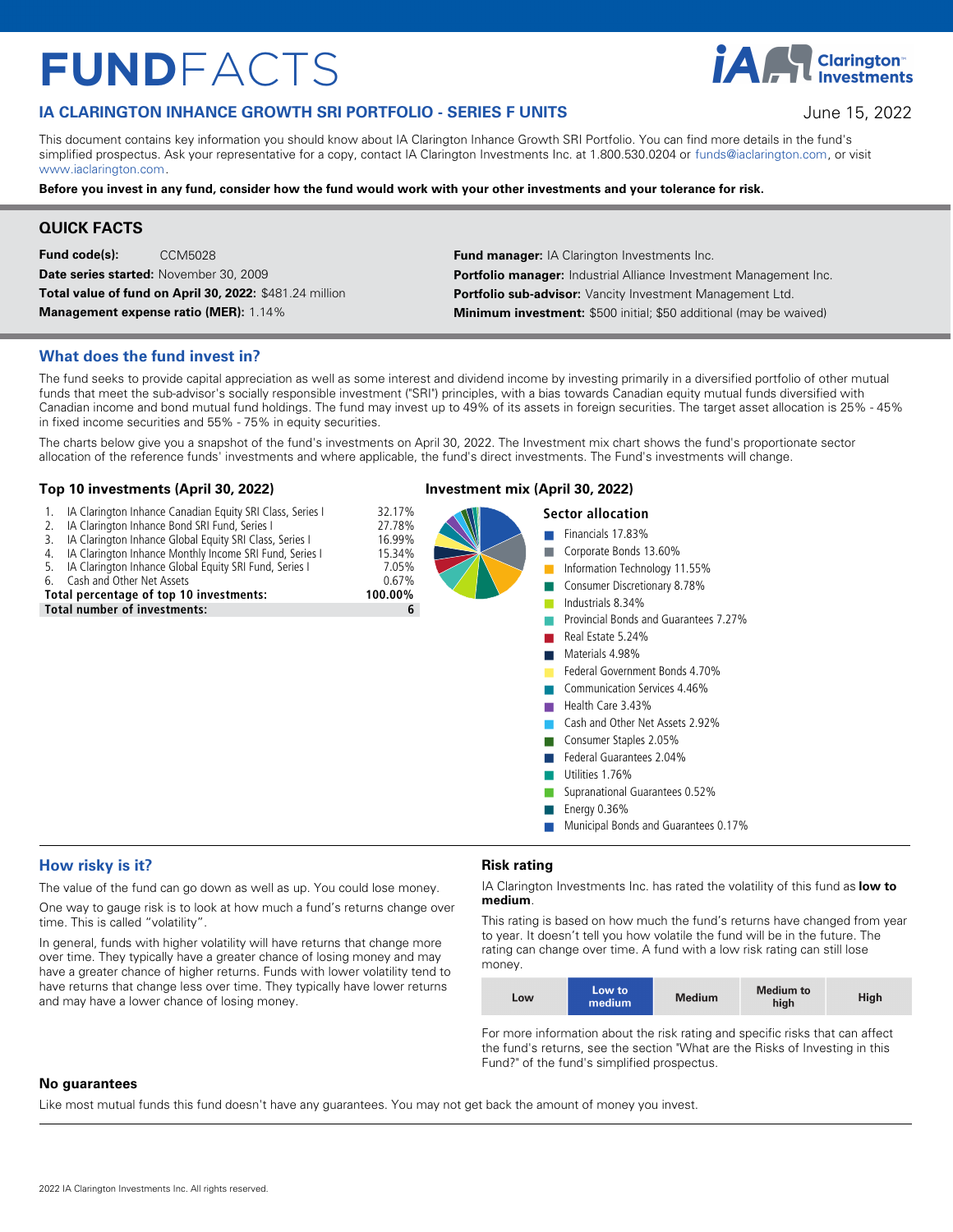# FUNDFACTS

## IA CLARINGTON INHANCE GROWTH SRI PORTFOLIO - SERIES F UNITS

June 15, 2022

This document contains key information you should know about IA Clarington Inhance Growth SRI Portfolio. You can find more details in the fund's simplified prospectus. Ask your representative for a copy, contact IA Clarington Investments Inc. at 1.800.530.0204 or funds@iaclarington.com, or visit www.iaclarington.com.

**Before you invest in any fund, consider how the fund would work with your other investments and your tolerance for risk.**

## QUICK FACTS

**Fund code(s):** CCM5028
**Date series started:** November 30, 2009
**Total value of fund on April 30, 2022:** $481.24 million
**Management expense ratio (MER):** 1.14%

**Fund manager:** IA Clarington Investments Inc.
**Portfolio manager:** Industrial Alliance Investment Management Inc.
**Portfolio sub-advisor:** Vancity Investment Management Ltd.
**Minimum investment:** $500 initial; $50 additional (may be waived)

## What does the fund invest in?

The fund seeks to provide capital appreciation as well as some interest and dividend income by investing primarily in a diversified portfolio of other mutual funds that meet the sub-advisor's socially responsible investment ("SRI") principles, with a bias towards Canadian equity mutual fund holdings diversified with Canadian income and bond mutual fund holdings. The fund may invest up to 49% of its assets in foreign securities. The target asset allocation is 25% - 45% in fixed income securities and 55% - 75% in equity securities.

The charts below give you a snapshot of the fund's investments on April 30, 2022. The Investment mix chart shows the fund's proportionate sector allocation of the reference funds' investments and where applicable, the fund's direct investments. The Fund's investments will change.

### Top 10 investments (April 30, 2022)

| | Investment | % |
|---|---|---|
| 1. | IA Clarington Inhance Canadian Equity SRI Class, Series I | 32.17% |
| 2. | IA Clarington Inhance Bond SRI Fund, Series I | 27.78% |
| 3. | IA Clarington Inhance Global Equity SRI Class, Series I | 16.99% |
| 4. | IA Clarington Inhance Monthly Income SRI Fund, Series I | 15.34% |
| 5. | IA Clarington Inhance Global Equity SRI Fund, Series I | 7.05% |
| 6. | Cash and Other Net Assets | 0.67% |
| | **Total percentage of top 10 investments:** | **100.00%** |
| | **Total number of investments:** | **6** |

### Investment mix (April 30, 2022)

**Sector allocation**

- Financials 17.83%
- Corporate Bonds 13.60%
- Information Technology 11.55%
- Consumer Discretionary 8.78%
- Industrials 8.34%
- Provincial Bonds and Guarantees 7.27%
- Real Estate 5.24%
- Materials 4.98%
- Federal Government Bonds 4.70%
- Communication Services 4.46%
- Health Care 3.43%
- Cash and Other Net Assets 2.92%
- Consumer Staples 2.05%
- Federal Guarantees 2.04%
- Utilities 1.76%
- Supranational Guarantees 0.52%
- Energy 0.36%
- Municipal Bonds and Guarantees 0.17%

## How risky is it?

The value of the fund can go down as well as up. You could lose money.

One way to gauge risk is to look at how much a fund's returns change over time. This is called "volatility".

In general, funds with higher volatility will have returns that change more over time. They typically have a greater chance of losing money and may have a greater chance of higher returns. Funds with lower volatility tend to have returns that change less over time. They typically have lower returns and may have a lower chance of losing money.

### Risk rating

IA Clarington Investments Inc. has rated the volatility of this fund as **low to medium**.

This rating is based on how much the fund's returns have changed from year to year. It doesn't tell you how volatile the fund will be in the future. The rating can change over time. A fund with a low risk rating can still lose money.

| Low | **Low to medium** | Medium | Medium to high | High |
|---|---|---|---|---|

For more information about the risk rating and specific risks that can affect the fund's returns, see the section "What are the Risks of Investing in this Fund?" of the fund's simplified prospectus.

### No guarantees

Like most mutual funds this fund doesn't have any guarantees. You may not get back the amount of money you invest.

2022 IA Clarington Investments Inc. All rights reserved.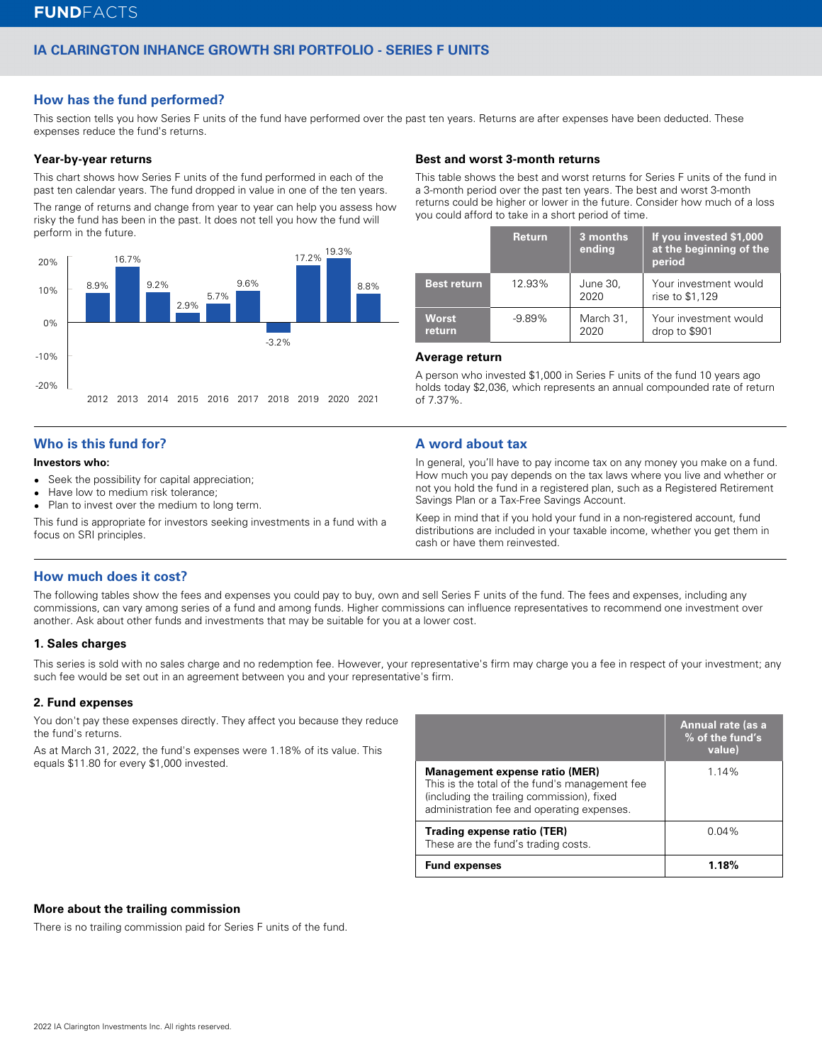**FUND**FACTS

## IA CLARINGTON INHANCE GROWTH SRI PORTFOLIO - SERIES F UNITS

## How has the fund performed?

This section tells you how Series F units of the fund have performed over the past ten years. Returns are after expenses have been deducted. These expenses reduce the fund's returns.

### Year-by-year returns

This chart shows how Series F units of the fund performed in each of the past ten calendar years. The fund dropped in value in one of the ten years.

The range of returns and change from year to year can help you assess how risky the fund has been in the past. It does not tell you how the fund will perform in the future.

| Year | 2012 | 2013 | 2014 | 2015 | 2016 | 2017 | 2018 | 2019 | 2020 | 2021 |
|---|---|---|---|---|---|---|---|---|---|---|
| Return | 8.9% | 16.7% | 9.2% | 2.9% | 5.7% | 9.6% | -3.2% | 17.2% | 19.3% | 8.8% |

### Best and worst 3-month returns

This table shows the best and worst returns for Series F units of the fund in a 3-month period over the past ten years. The best and worst 3-month returns could be higher or lower in the future. Consider how much of a loss you could afford to take in a short period of time.

| | Return | 3 months ending | If you invested $1,000 at the beginning of the period |
|---|---|---|---|
| **Best return** | 12.93% | June 30, 2020 | Your investment would rise to $1,129 |
| **Worst return** | -9.89% | March 31, 2020 | Your investment would drop to $901 |

### Average return

A person who invested $1,000 in Series F units of the fund 10 years ago holds today $2,036, which represents an annual compounded rate of return of 7.37%.

## Who is this fund for?

**Investors who:**

- Seek the possibility for capital appreciation;
- Have low to medium risk tolerance;
- Plan to invest over the medium to long term.

This fund is appropriate for investors seeking investments in a fund with a focus on SRI principles.

## A word about tax

In general, you'll have to pay income tax on any money you make on a fund. How much you pay depends on the tax laws where you live and whether or not you hold the fund in a registered plan, such as a Registered Retirement Savings Plan or a Tax-Free Savings Account.

Keep in mind that if you hold your fund in a non-registered account, fund distributions are included in your taxable income, whether you get them in cash or have them reinvested.

## How much does it cost?

The following tables show the fees and expenses you could pay to buy, own and sell Series F units of the fund. The fees and expenses, including any commissions, can vary among series of a fund and among funds. Higher commissions can influence representatives to recommend one investment over another. Ask about other funds and investments that may be suitable for you at a lower cost.

### 1. Sales charges

This series is sold with no sales charge and no redemption fee. However, your representative's firm may charge you a fee in respect of your investment; any such fee would be set out in an agreement between you and your representative's firm.

### 2. Fund expenses

You don't pay these expenses directly. They affect you because they reduce the fund's returns.

As at March 31, 2022, the fund's expenses were 1.18% of its value. This equals $11.80 for every $1,000 invested.

| | Annual rate (as a % of the fund's value) |
|---|---|
| **Management expense ratio (MER)**<br>This is the total of the fund's management fee (including the trailing commission), fixed administration fee and operating expenses. | 1.14% |
| **Trading expense ratio (TER)**<br>These are the fund's trading costs. | 0.04% |
| **Fund expenses** | **1.18%** |

### More about the trailing commission

There is no trailing commission paid for Series F units of the fund.

2022 IA Clarington Investments Inc. All rights reserved.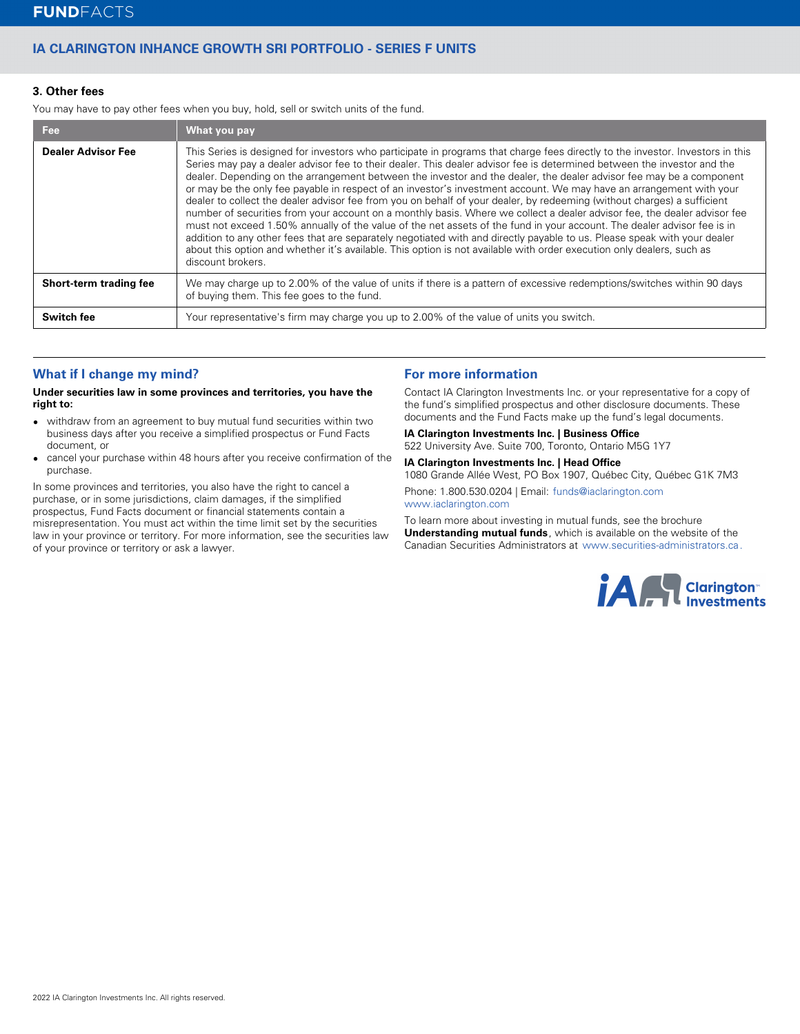# FUNDFACTS

## IA CLARINGTON INHANCE GROWTH SRI PORTFOLIO - SERIES F UNITS

### 3. Other fees

You may have to pay other fees when you buy, hold, sell or switch units of the fund.

| Fee | What you pay |
|---|---|
| **Dealer Advisor Fee** | This Series is designed for investors who participate in programs that charge fees directly to the investor. Investors in this Series may pay a dealer advisor fee to their dealer. This dealer advisor fee is determined between the investor and the dealer. Depending on the arrangement between the investor and the dealer, the dealer advisor fee may be a component or may be the only fee payable in respect of an investor's investment account. We may have an arrangement with your dealer to collect the dealer advisor fee from you on behalf of your dealer, by redeeming (without charges) a sufficient number of securities from your account on a monthly basis. Where we collect a dealer advisor fee, the dealer advisor fee must not exceed 1.50% annually of the value of the net assets of the fund in your account. The dealer advisor fee is in addition to any other fees that are separately negotiated with and directly payable to us. Please speak with your dealer about this option and whether it's available. This option is not available with order execution only dealers, such as discount brokers. |
| **Short-term trading fee** | We may charge up to 2.00% of the value of units if there is a pattern of excessive redemptions/switches within 90 days of buying them. This fee goes to the fund. |
| **Switch fee** | Your representative's firm may charge you up to 2.00% of the value of units you switch. |

## What if I change my mind?

**Under securities law in some provinces and territories, you have the right to:**

- withdraw from an agreement to buy mutual fund securities within two business days after you receive a simplified prospectus or Fund Facts document, or
- cancel your purchase within 48 hours after you receive confirmation of the purchase.

In some provinces and territories, you also have the right to cancel a purchase, or in some jurisdictions, claim damages, if the simplified prospectus, Fund Facts document or financial statements contain a misrepresentation. You must act within the time limit set by the securities law in your province or territory. For more information, see the securities law of your province or territory or ask a lawyer.

## For more information

Contact IA Clarington Investments Inc. or your representative for a copy of the fund's simplified prospectus and other disclosure documents. These documents and the Fund Facts make up the fund's legal documents.

**IA Clarington Investments Inc. | Business Office**
522 University Ave. Suite 700, Toronto, Ontario M5G 1Y7

**IA Clarington Investments Inc. | Head Office**
1080 Grande Allée West, PO Box 1907, Québec City, Québec G1K 7M3

Phone: 1.800.530.0204 | Email: funds@iaclarington.com
www.iaclarington.com

To learn more about investing in mutual funds, see the brochure **Understanding mutual funds**, which is available on the website of the Canadian Securities Administrators at www.securities-administrators.ca.

iA Clarington™ Investments

2022 IA Clarington Investments Inc. All rights reserved.